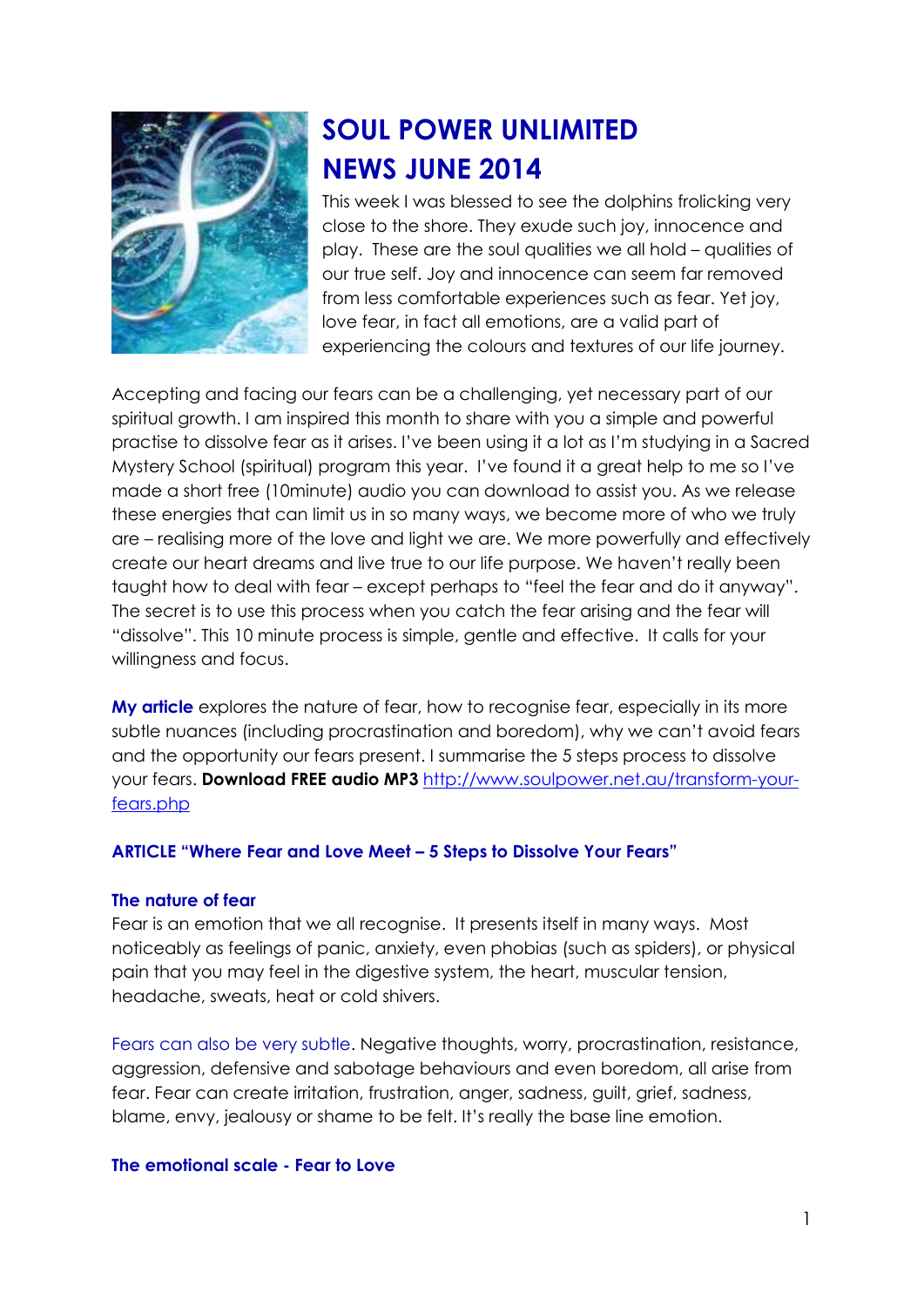# SOUL POWER UNLIMITED NEWS JUNE 2014

This week I was blessed to see the dolphins frolicking very close to the shore. They exude such joy, innocence and play. These are the soul qualities we all hold – qualities of our true self. Joy and innocence can seem far removed from less comfortable experiences such as fear. Yet joy, love fear, in fact all emotions, are a valid part of experiencing the colours and textures of our life journey.

Accepting and facing our fears can be a challenging, yet necessary part of our spiritual growth. I am inspired this month to share with you a simple and powerful practise to dissolve fear as it arises. I've been using it a lot as I'm studying in a Sacred Mystery School (spiritual) program this year. I've found it a great help to me so I've made a short free (10minute) audio you can download to assist you. As we release these energies that can limit us in so many ways, we become more of who we truly are – realising more of the love and light we are. We more powerfully and effectively create our heart dreams and live true to our life purpose. We haven't really been taught how to deal with fear – except perhaps to "feel the fear and do it anyway". The secret is to use this process when you catch the fear arising and the fear will "dissolve". This 10 minute process is simple, gentle and effective. It calls for your willingness and focus.

**My article** explores the nature of fear, how to recognise fear, especially in its more subtle nuances (including procrastination and boredom), why we can't avoid fears and the opportunity our fears present. I summarise the 5 steps process to dissolve your fears. **Download FREE audio MP3** http://www.soulpower.net.au/transform-your-fears.php

### ARTICLE "Where Fear and Love Meet – 5 Steps to Dissolve Your Fears"

#### The nature of fear

Fear is an emotion that we all recognise. It presents itself in many ways. Most noticeably as feelings of panic, anxiety, even phobias (such as spiders), or physical pain that you may feel in the digestive system, the heart, muscular tension, headache, sweats, heat or cold shivers.

Fears can also be very subtle. Negative thoughts, worry, procrastination, resistance, aggression, defensive and sabotage behaviours and even boredom, all arise from fear. Fear can create irritation, frustration, anger, sadness, guilt, grief, sadness, blame, envy, jealousy or shame to be felt. It's really the base line emotion.

#### The emotional scale - Fear to Love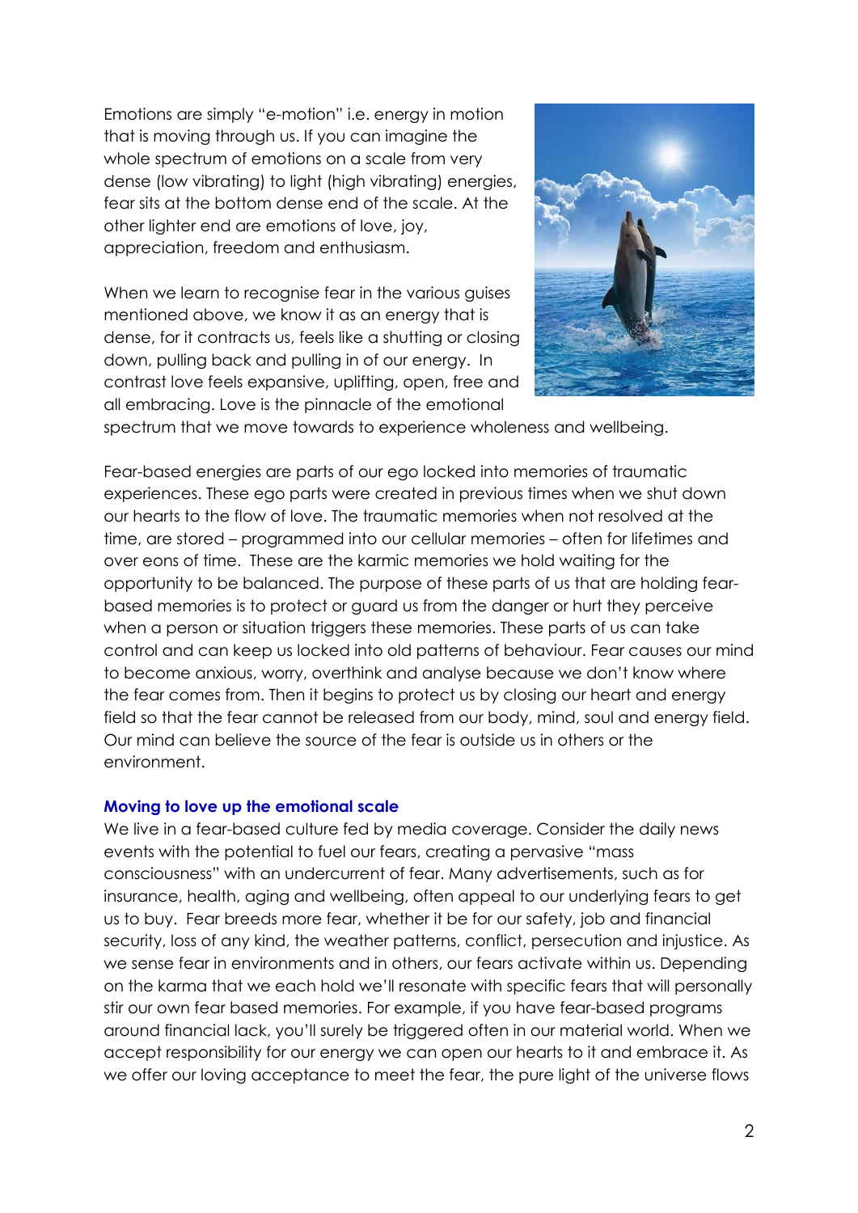Emotions are simply "e-motion" i.e. energy in motion that is moving through us. If you can imagine the whole spectrum of emotions on a scale from very dense (low vibrating) to light (high vibrating) energies, fear sits at the bottom dense end of the scale. At the other lighter end are emotions of love, joy, appreciation, freedom and enthusiasm.

When we learn to recognise fear in the various guises mentioned above, we know it as an energy that is dense, for it contracts us, feels like a shutting or closing down, pulling back and pulling in of our energy. In contrast love feels expansive, uplifting, open, free and all embracing. Love is the pinnacle of the emotional spectrum that we move towards to experience wholeness and wellbeing.

Fear-based energies are parts of our ego locked into memories of traumatic experiences. These ego parts were created in previous times when we shut down our hearts to the flow of love. The traumatic memories when not resolved at the time, are stored – programmed into our cellular memories – often for lifetimes and over eons of time. These are the karmic memories we hold waiting for the opportunity to be balanced. The purpose of these parts of us that are holding fear-based memories is to protect or guard us from the danger or hurt they perceive when a person or situation triggers these memories. These parts of us can take control and can keep us locked into old patterns of behaviour. Fear causes our mind to become anxious, worry, overthink and analyse because we don't know where the fear comes from. Then it begins to protect us by closing our heart and energy field so that the fear cannot be released from our body, mind, soul and energy field. Our mind can believe the source of the fear is outside us in others or the environment.

### Moving to love up the emotional scale

We live in a fear-based culture fed by media coverage. Consider the daily news events with the potential to fuel our fears, creating a pervasive "mass consciousness" with an undercurrent of fear. Many advertisements, such as for insurance, health, aging and wellbeing, often appeal to our underlying fears to get us to buy. Fear breeds more fear, whether it be for our safety, job and financial security, loss of any kind, the weather patterns, conflict, persecution and injustice. As we sense fear in environments and in others, our fears activate within us. Depending on the karma that we each hold we'll resonate with specific fears that will personally stir our own fear based memories. For example, if you have fear-based programs around financial lack, you'll surely be triggered often in our material world. When we accept responsibility for our energy we can open our hearts to it and embrace it. As we offer our loving acceptance to meet the fear, the pure light of the universe flows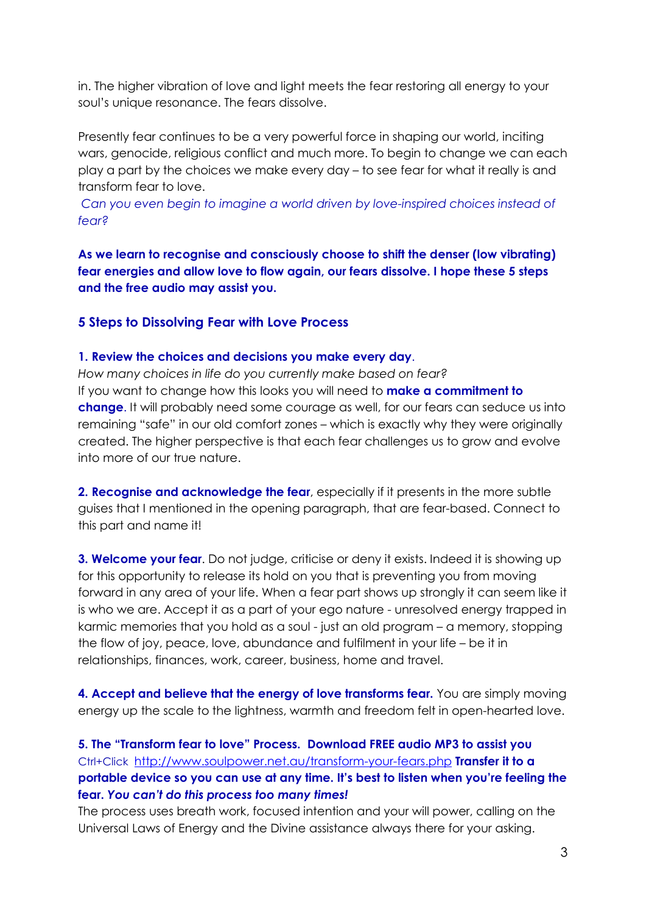in. The higher vibration of love and light meets the fear restoring all energy to your soul's unique resonance. The fears dissolve.

Presently fear continues to be a very powerful force in shaping our world, inciting wars, genocide, religious conflict and much more. To begin to change we can each play a part by the choices we make every day – to see fear for what it really is and transform fear to love.

*Can you even begin to imagine a world driven by love-inspired choices instead of fear?*

**As we learn to recognise and consciously choose to shift the denser (low vibrating) fear energies and allow love to flow again, our fears dissolve. I hope these 5 steps and the free audio may assist you.**

## 5 Steps to Dissolving Fear with Love Process

**1. Review the choices and decisions you make every day**.

*How many choices in life do you currently make based on fear?*

If you want to change how this looks you will need to **make a commitment to change**. It will probably need some courage as well, for our fears can seduce us into remaining "safe" in our old comfort zones – which is exactly why they were originally created. The higher perspective is that each fear challenges us to grow and evolve into more of our true nature.

**2. Recognise and acknowledge the fear**, especially if it presents in the more subtle guises that I mentioned in the opening paragraph, that are fear-based. Connect to this part and name it!

**3. Welcome your fear**. Do not judge, criticise or deny it exists. Indeed it is showing up for this opportunity to release its hold on you that is preventing you from moving forward in any area of your life. When a fear part shows up strongly it can seem like it is who we are. Accept it as a part of your ego nature - unresolved energy trapped in karmic memories that you hold as a soul - just an old program – a memory, stopping the flow of joy, peace, love, abundance and fulfilment in your life – be it in relationships, finances, work, career, business, home and travel.

**4. Accept and believe that the energy of love transforms fear.** You are simply moving energy up the scale to the lightness, warmth and freedom felt in open-hearted love.

**5. The "Transform fear to love" Process. Download FREE audio MP3 to assist you** Ctrl+Click http://www.soulpower.net.au/transform-your-fears.php **Transfer it to a portable device so you can use at any time. It's best to listen when you're feeling the fear. *You can't do this process too many times!***

The process uses breath work, focused intention and your will power, calling on the Universal Laws of Energy and the Divine assistance always there for your asking.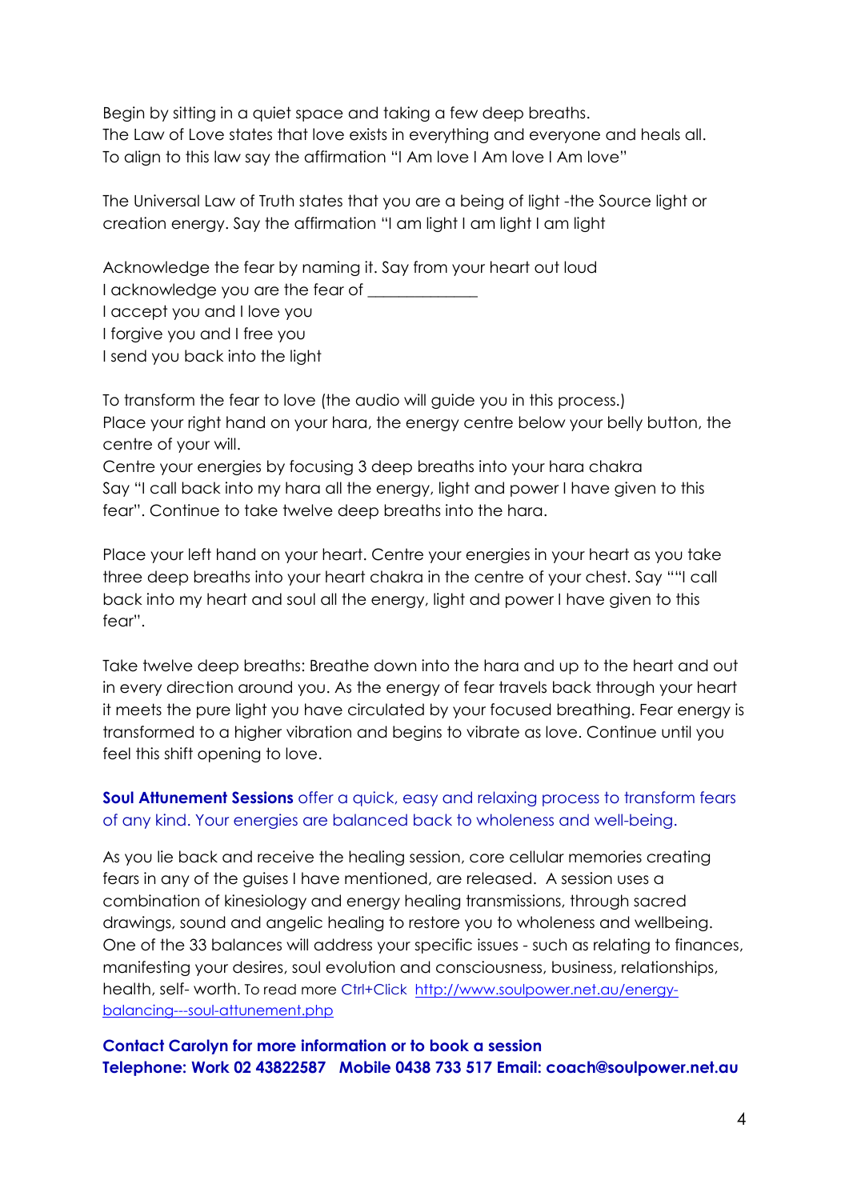Begin by sitting in a quiet space and taking a few deep breaths.
The Law of Love states that love exists in everything and everyone and heals all.
To align to this law say the affirmation "I Am love I Am love I Am love"

The Universal Law of Truth states that you are a being of light -the Source light or creation energy. Say the affirmation "I am light I am light I am light

Acknowledge the fear by naming it. Say from your heart out loud
I acknowledge you are the fear of _____________
I accept you and I love you
I forgive you and I free you
I send you back into the light

To transform the fear to love (the audio will guide you in this process.)
Place your right hand on your hara, the energy centre below your belly button, the centre of your will.
Centre your energies by focusing 3 deep breaths into your hara chakra
Say "I call back into my hara all the energy, light and power I have given to this fear". Continue to take twelve deep breaths into the hara.

Place your left hand on your heart. Centre your energies in your heart as you take three deep breaths into your heart chakra in the centre of your chest. Say ""I call back into my heart and soul all the energy, light and power I have given to this fear".

Take twelve deep breaths: Breathe down into the hara and up to the heart and out in every direction around you. As the energy of fear travels back through your heart it meets the pure light you have circulated by your focused breathing. Fear energy is transformed to a higher vibration and begins to vibrate as love. Continue until you feel this shift opening to love.

**Soul Attunement Sessions** offer a quick, easy and relaxing process to transform fears of any kind. Your energies are balanced back to wholeness and well-being.

As you lie back and receive the healing session, core cellular memories creating fears in any of the guises I have mentioned, are released. A session uses a combination of kinesiology and energy healing transmissions, through sacred drawings, sound and angelic healing to restore you to wholeness and wellbeing. One of the 33 balances will address your specific issues - such as relating to finances, manifesting your desires, soul evolution and consciousness, business, relationships, health, self- worth. To read more Ctrl+Click http://www.soulpower.net.au/energy-balancing---soul-attunement.php

**Contact Carolyn for more information or to book a session**
**Telephone: Work 02 43822587 Mobile 0438 733 517 Email: coach@soulpower.net.au**